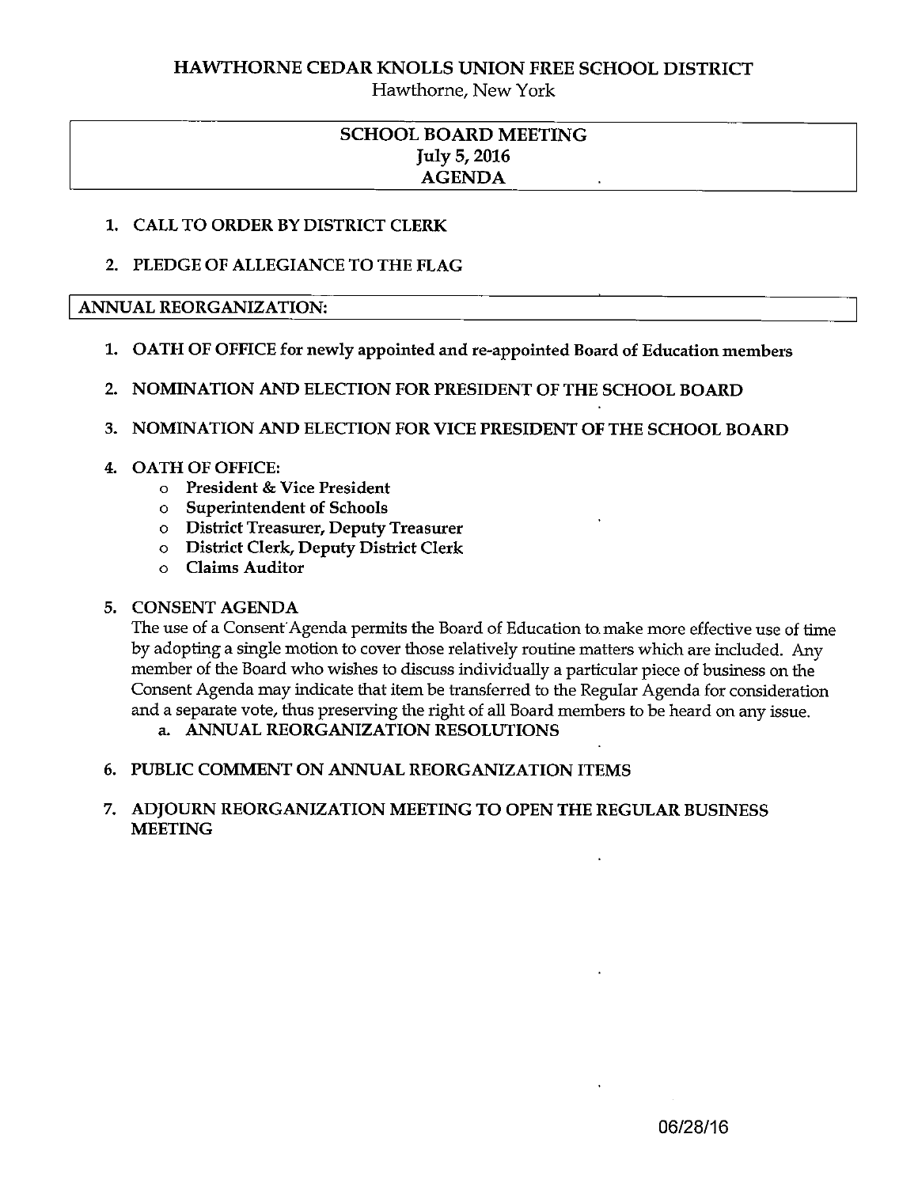# HAWTHORNE CEDAR KNOLLS UNION FREE SCHOOL DISTRICT

Hawthorne, New York

## SCHOOL BOARD MEETING
## July 5, 2016
## AGENDA

1. **CALL TO ORDER BY DISTRICT CLERK**

2. **PLEDGE OF ALLEGIANCE TO THE FLAG**

## ANNUAL REORGANIZATION:

1. **OATH OF OFFICE for newly appointed and re-appointed Board of Education members**

2. **NOMINATION AND ELECTION FOR PRESIDENT OF THE SCHOOL BOARD**

3. **NOMINATION AND ELECTION FOR VICE PRESIDENT OF THE SCHOOL BOARD**

4. **OATH OF OFFICE:**
   - **President & Vice President**
   - **Superintendent of Schools**
   - **District Treasurer, Deputy Treasurer**
   - **District Clerk, Deputy District Clerk**
   - **Claims Auditor**

5. **CONSENT AGENDA**

   The use of a Consent Agenda permits the Board of Education to make more effective use of time by adopting a single motion to cover those relatively routine matters which are included. Any member of the Board who wishes to discuss individually a particular piece of business on the Consent Agenda may indicate that item be transferred to the Regular Agenda for consideration and a separate vote, thus preserving the right of all Board members to be heard on any issue.

   a. **ANNUAL REORGANIZATION RESOLUTIONS**

6. **PUBLIC COMMENT ON ANNUAL REORGANIZATION ITEMS**

7. **ADJOURN REORGANIZATION MEETING TO OPEN THE REGULAR BUSINESS MEETING**

06/28/16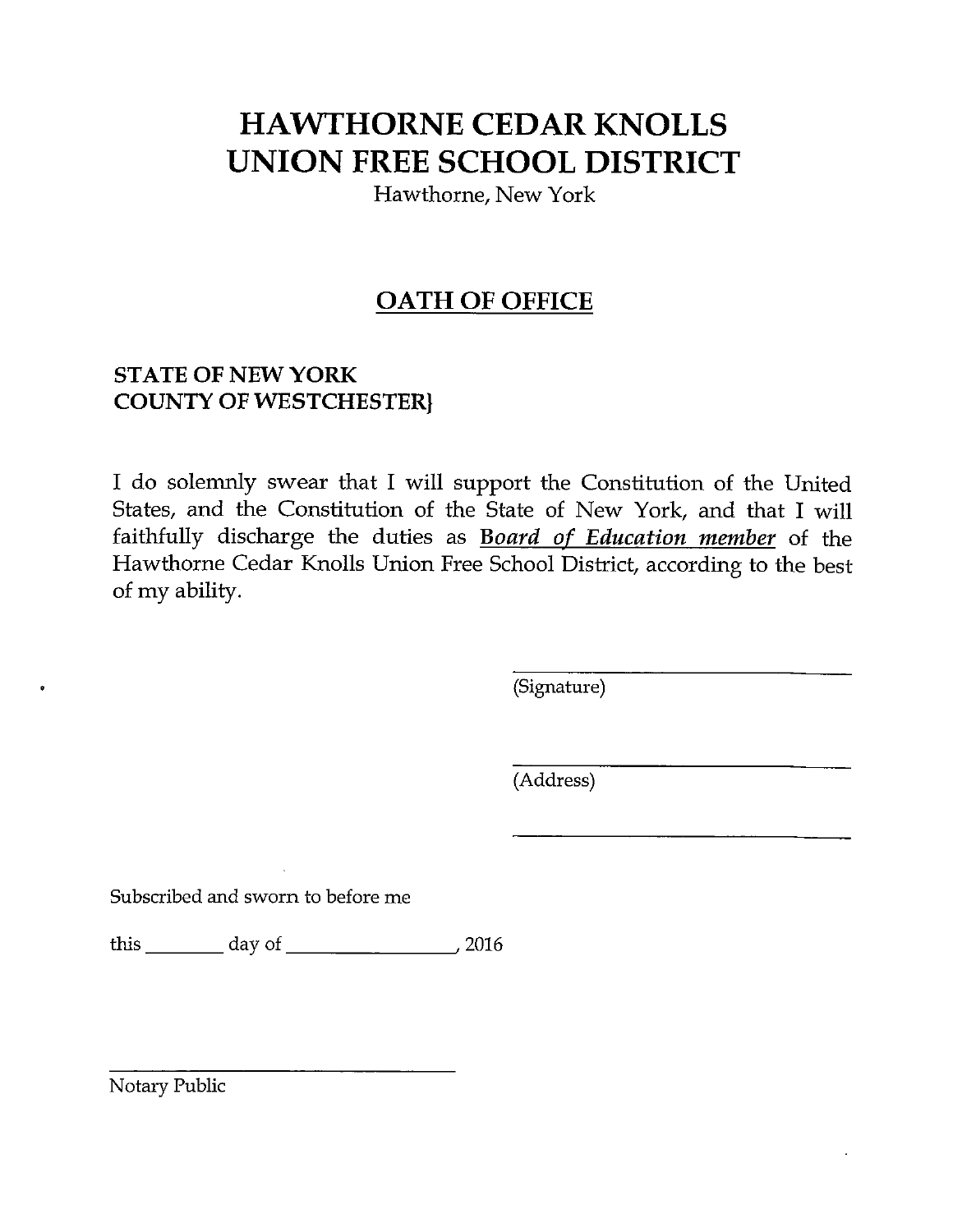# HAWTHORNE CEDAR KNOLLS UNION FREE SCHOOL DISTRICT

Hawthorne, New York

## OATH OF OFFICE

**STATE OF NEW YORK**
**COUNTY OF WESTCHESTER}**

I do solemnly swear that I will support the Constitution of the United States, and the Constitution of the State of New York, and that I will faithfully discharge the duties as ***Board of Education member*** of the Hawthorne Cedar Knolls Union Free School District, according to the best of my ability.

\_\_\_\_\_\_\_\_\_\_\_\_\_\_\_\_\_\_\_\_\_\_\_\_\_\_\_\_\_\_
(Signature)

\_\_\_\_\_\_\_\_\_\_\_\_\_\_\_\_\_\_\_\_\_\_\_\_\_\_\_\_\_\_
(Address)

\_\_\_\_\_\_\_\_\_\_\_\_\_\_\_\_\_\_\_\_\_\_\_\_\_\_\_\_\_\_

Subscribed and sworn to before me

this \_\_\_\_\_\_\_\_ day of \_\_\_\_\_\_\_\_\_\_\_\_\_\_\_\_\_, 2016

\_\_\_\_\_\_\_\_\_\_\_\_\_\_\_\_\_\_\_\_\_\_\_\_\_\_\_\_\_\_
Notary Public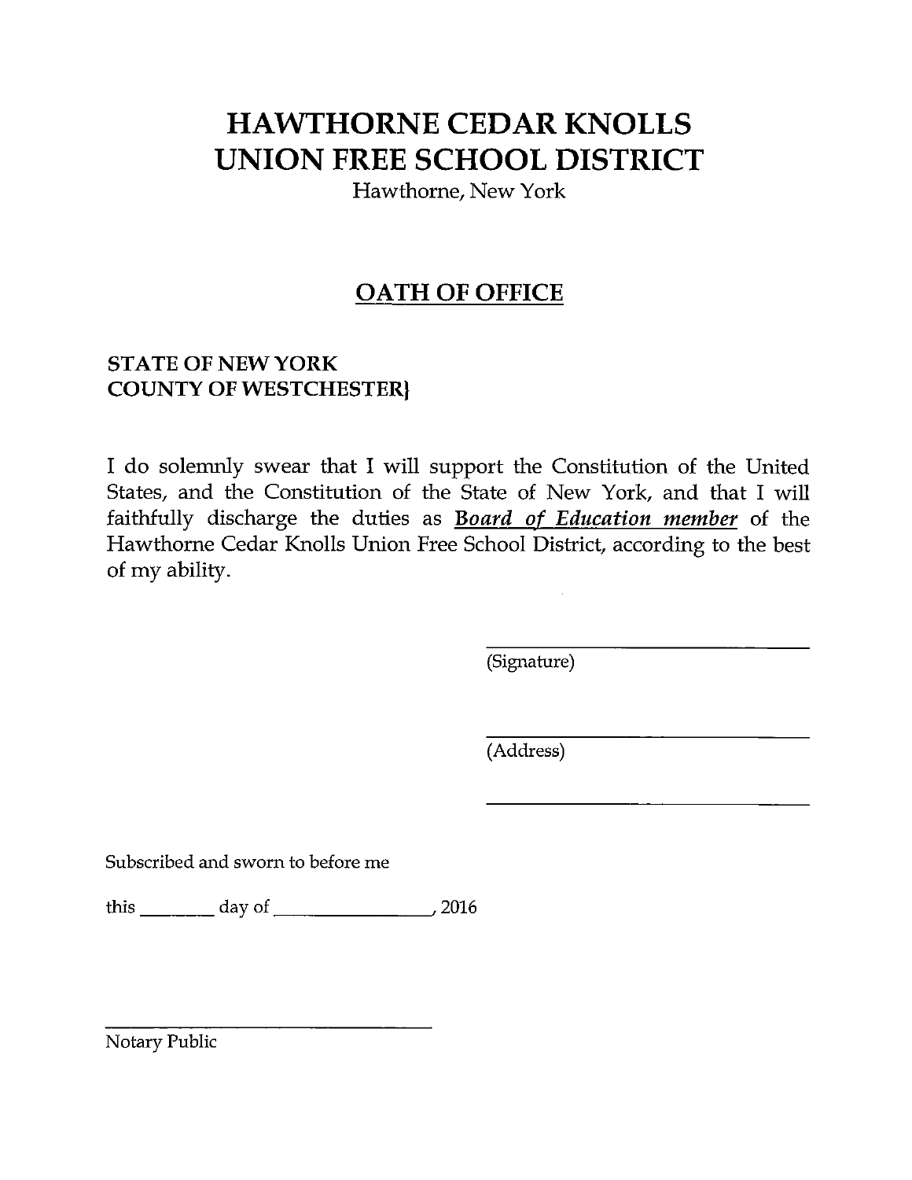# HAWTHORNE CEDAR KNOLLS UNION FREE SCHOOL DISTRICT

Hawthorne, New York

## OATH OF OFFICE

**STATE OF NEW YORK**
**COUNTY OF WESTCHESTER}**

I do solemnly swear that I will support the Constitution of the United States, and the Constitution of the State of New York, and that I will faithfully discharge the duties as ***Board of Education member*** of the Hawthorne Cedar Knolls Union Free School District, according to the best of my ability.

\_\_\_\_\_\_\_\_\_\_\_\_\_\_\_\_\_\_\_\_\_\_\_\_\_\_\_\_
(Signature)

\_\_\_\_\_\_\_\_\_\_\_\_\_\_\_\_\_\_\_\_\_\_\_\_\_\_\_\_
(Address)

\_\_\_\_\_\_\_\_\_\_\_\_\_\_\_\_\_\_\_\_\_\_\_\_\_\_\_\_

Subscribed and sworn to before me

this \_\_\_\_\_\_\_ day of \_\_\_\_\_\_\_\_\_\_\_\_\_\_\_\_, 2016

\_\_\_\_\_\_\_\_\_\_\_\_\_\_\_\_\_\_\_\_\_\_\_\_\_\_\_\_
Notary Public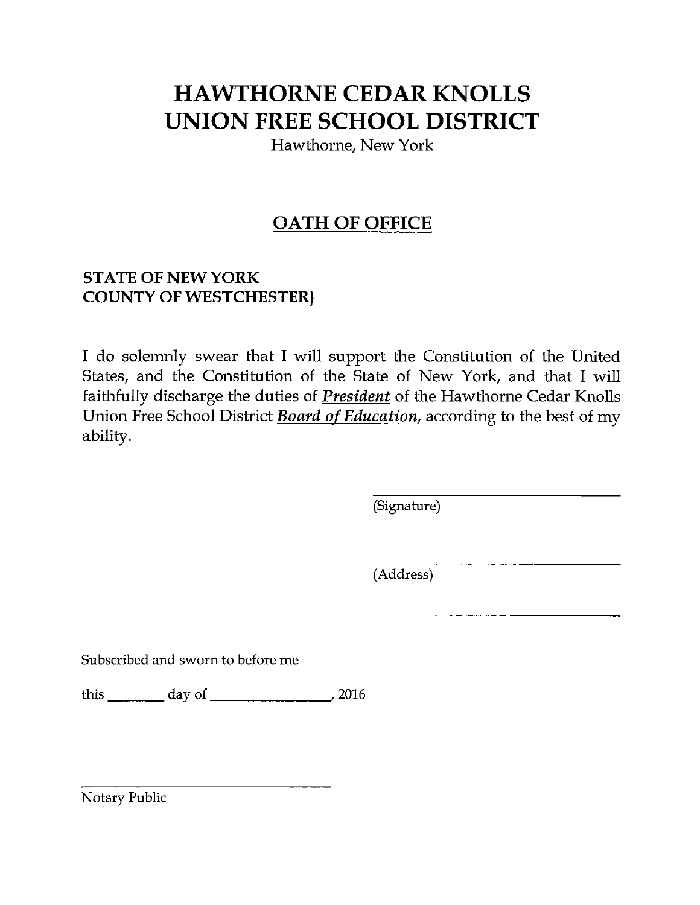# HAWTHORNE CEDAR KNOLLS
# UNION FREE SCHOOL DISTRICT

Hawthorne, New York

## OATH OF OFFICE

**STATE OF NEW YORK**
**COUNTY OF WESTCHESTER}**

I do solemnly swear that I will support the Constitution of the United States, and the Constitution of the State of New York, and that I will faithfully discharge the duties of ***President*** of the Hawthorne Cedar Knolls Union Free School District ***Board of Education***, according to the best of my ability.

\_\_\_\_\_\_\_\_\_\_\_\_\_\_\_\_\_\_\_\_\_\_\_\_\_\_\_\_\_\_
(Signature)

\_\_\_\_\_\_\_\_\_\_\_\_\_\_\_\_\_\_\_\_\_\_\_\_\_\_\_\_\_\_
(Address)

\_\_\_\_\_\_\_\_\_\_\_\_\_\_\_\_\_\_\_\_\_\_\_\_\_\_\_\_\_\_

Subscribed and sworn to before me

this \_\_\_\_\_\_\_\_ day of \_\_\_\_\_\_\_\_\_\_\_\_\_\_\_\_\_, 2016

\_\_\_\_\_\_\_\_\_\_\_\_\_\_\_\_\_\_\_\_\_\_\_\_\_\_\_\_\_\_
Notary Public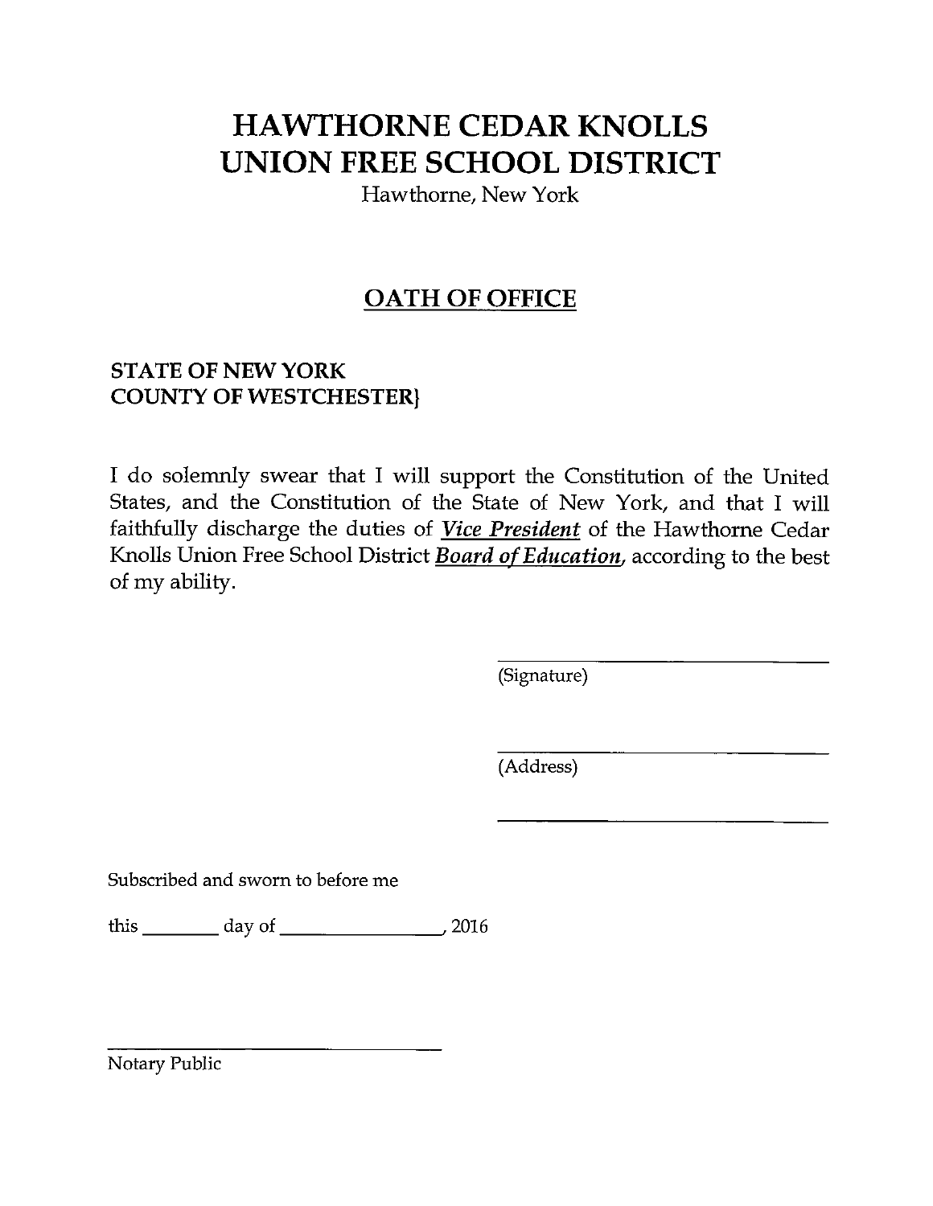# HAWTHORNE CEDAR KNOLLS UNION FREE SCHOOL DISTRICT

Hawthorne, New York

## OATH OF OFFICE

**STATE OF NEW YORK**
**COUNTY OF WESTCHESTER}**

I do solemnly swear that I will support the Constitution of the United States, and the Constitution of the State of New York, and that I will faithfully discharge the duties of ***Vice President*** of the Hawthorne Cedar Knolls Union Free School District ***Board of Education***, according to the best of my ability.

\_\_\_\_\_\_\_\_\_\_\_\_\_\_\_\_\_\_\_\_\_\_\_\_\_\_\_\_
(Signature)

\_\_\_\_\_\_\_\_\_\_\_\_\_\_\_\_\_\_\_\_\_\_\_\_\_\_\_\_
(Address)

\_\_\_\_\_\_\_\_\_\_\_\_\_\_\_\_\_\_\_\_\_\_\_\_\_\_\_\_

Subscribed and sworn to before me

this \_\_\_\_\_\_\_\_ day of \_\_\_\_\_\_\_\_\_\_\_\_\_\_\_\_, 2016

\_\_\_\_\_\_\_\_\_\_\_\_\_\_\_\_\_\_\_\_\_\_\_\_\_\_\_\_
Notary Public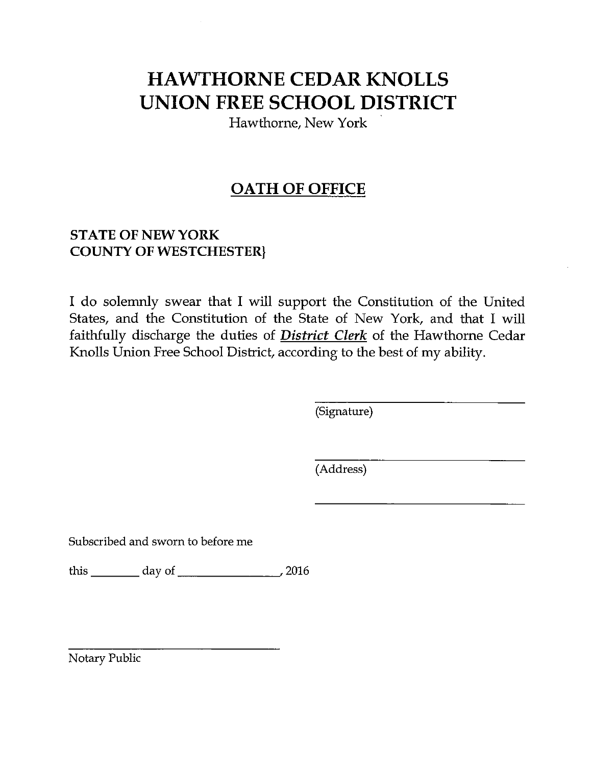# HAWTHORNE CEDAR KNOLLS UNION FREE SCHOOL DISTRICT

Hawthorne, New York

## OATH OF OFFICE

**STATE OF NEW YORK**
**COUNTY OF WESTCHESTER}**

I do solemnly swear that I will support the Constitution of the United States, and the Constitution of the State of New York, and that I will faithfully discharge the duties of ***District Clerk*** of the Hawthorne Cedar Knolls Union Free School District, according to the best of my ability.

______________________________
(Signature)

______________________________
(Address)

______________________________

Subscribed and sworn to before me

this ________ day of ________________, 2016

______________________________
Notary Public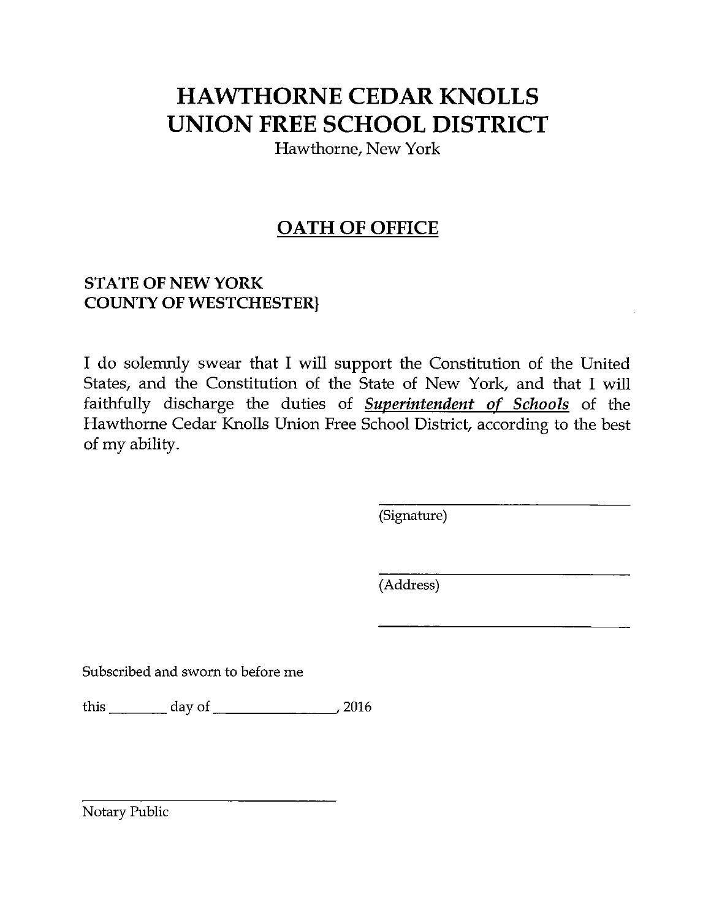# HAWTHORNE CEDAR KNOLLS UNION FREE SCHOOL DISTRICT

Hawthorne, New York

## OATH OF OFFICE

**STATE OF NEW YORK**
**COUNTY OF WESTCHESTER}**

I do solemnly swear that I will support the Constitution of the United States, and the Constitution of the State of New York, and that I will faithfully discharge the duties of ***Superintendent of Schools*** of the Hawthorne Cedar Knolls Union Free School District, according to the best of my ability.

\_\_\_\_\_\_\_\_\_\_\_\_\_\_\_\_\_\_\_\_\_\_\_\_\_\_\_\_\_\_
(Signature)

\_\_\_\_\_\_\_\_\_\_\_\_\_\_\_\_\_\_\_\_\_\_\_\_\_\_\_\_\_\_
(Address)

\_\_\_\_\_\_\_\_\_\_\_\_\_\_\_\_\_\_\_\_\_\_\_\_\_\_\_\_\_\_

Subscribed and sworn to before me

this \_\_\_\_\_\_\_\_ day of \_\_\_\_\_\_\_\_\_\_\_\_\_\_\_\_\_, 2016

\_\_\_\_\_\_\_\_\_\_\_\_\_\_\_\_\_\_\_\_\_\_\_\_\_\_\_\_\_\_
Notary Public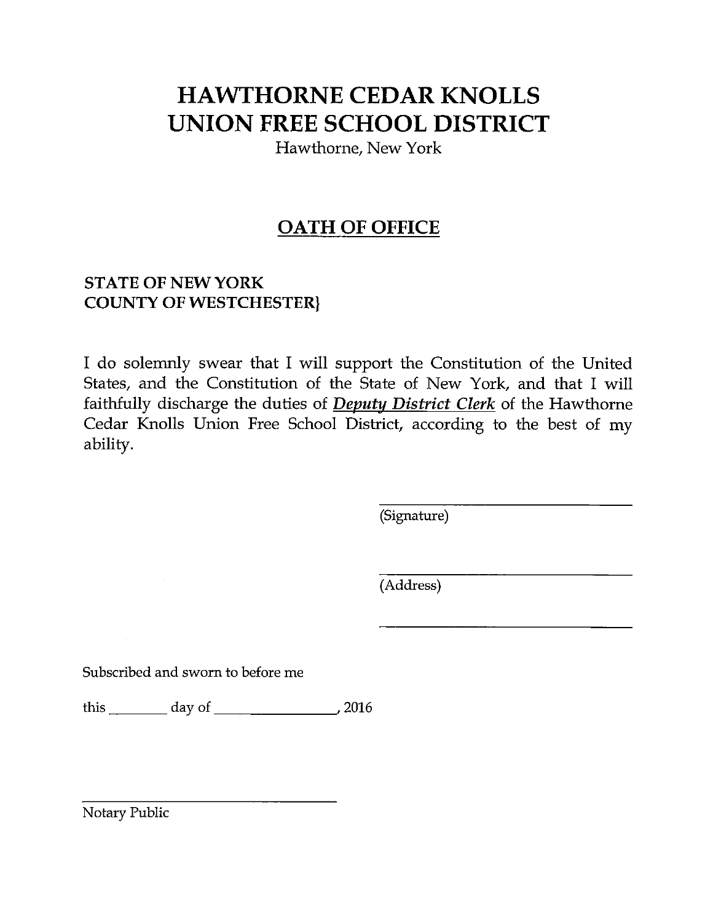# HAWTHORNE CEDAR KNOLLS UNION FREE SCHOOL DISTRICT

Hawthorne, New York

## OATH OF OFFICE

**STATE OF NEW YORK**
**COUNTY OF WESTCHESTER}**

I do solemnly swear that I will support the Constitution of the United States, and the Constitution of the State of New York, and that I will faithfully discharge the duties of ***Deputy District Clerk*** of the Hawthorne Cedar Knolls Union Free School District, according to the best of my ability.

\_\_\_\_\_\_\_\_\_\_\_\_\_\_\_\_\_\_\_\_\_\_\_\_\_\_\_\_
(Signature)

\_\_\_\_\_\_\_\_\_\_\_\_\_\_\_\_\_\_\_\_\_\_\_\_\_\_\_\_
(Address)

\_\_\_\_\_\_\_\_\_\_\_\_\_\_\_\_\_\_\_\_\_\_\_\_\_\_\_\_

Subscribed and sworn to before me

this \_\_\_\_\_\_\_ day of \_\_\_\_\_\_\_\_\_\_\_\_\_\_\_, 2016

\_\_\_\_\_\_\_\_\_\_\_\_\_\_\_\_\_\_\_\_\_\_\_\_\_\_\_\_
Notary Public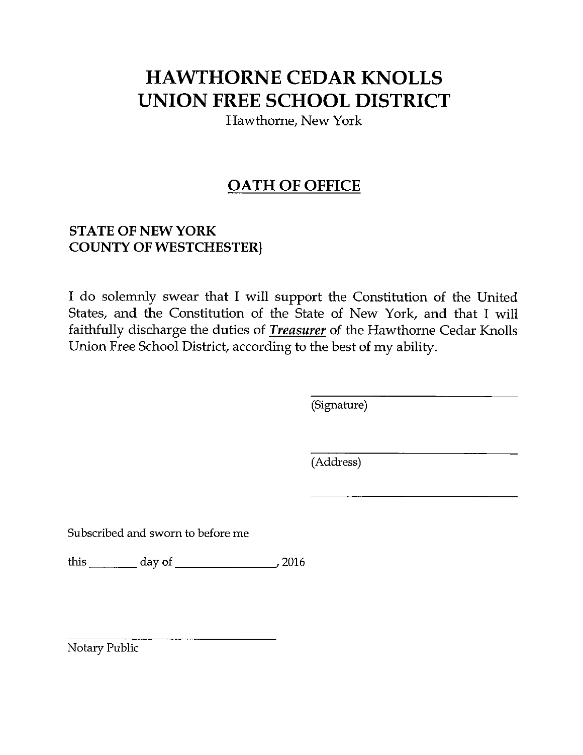# HAWTHORNE CEDAR KNOLLS UNION FREE SCHOOL DISTRICT

Hawthorne, New York

## OATH OF OFFICE

**STATE OF NEW YORK**
**COUNTY OF WESTCHESTER}**

I do solemnly swear that I will support the Constitution of the United States, and the Constitution of the State of New York, and that I will faithfully discharge the duties of ***Treasurer*** of the Hawthorne Cedar Knolls Union Free School District, according to the best of my ability.

\_\_\_\_\_\_\_\_\_\_\_\_\_\_\_\_\_\_\_\_\_\_\_\_\_\_\_\_
(Signature)

\_\_\_\_\_\_\_\_\_\_\_\_\_\_\_\_\_\_\_\_\_\_\_\_\_\_\_\_
(Address)

\_\_\_\_\_\_\_\_\_\_\_\_\_\_\_\_\_\_\_\_\_\_\_\_\_\_\_\_

Subscribed and sworn to before me

this \_\_\_\_\_\_\_\_ day of \_\_\_\_\_\_\_\_\_\_\_\_\_\_\_\_, 2016

\_\_\_\_\_\_\_\_\_\_\_\_\_\_\_\_\_\_\_\_\_\_\_\_\_\_\_\_
Notary Public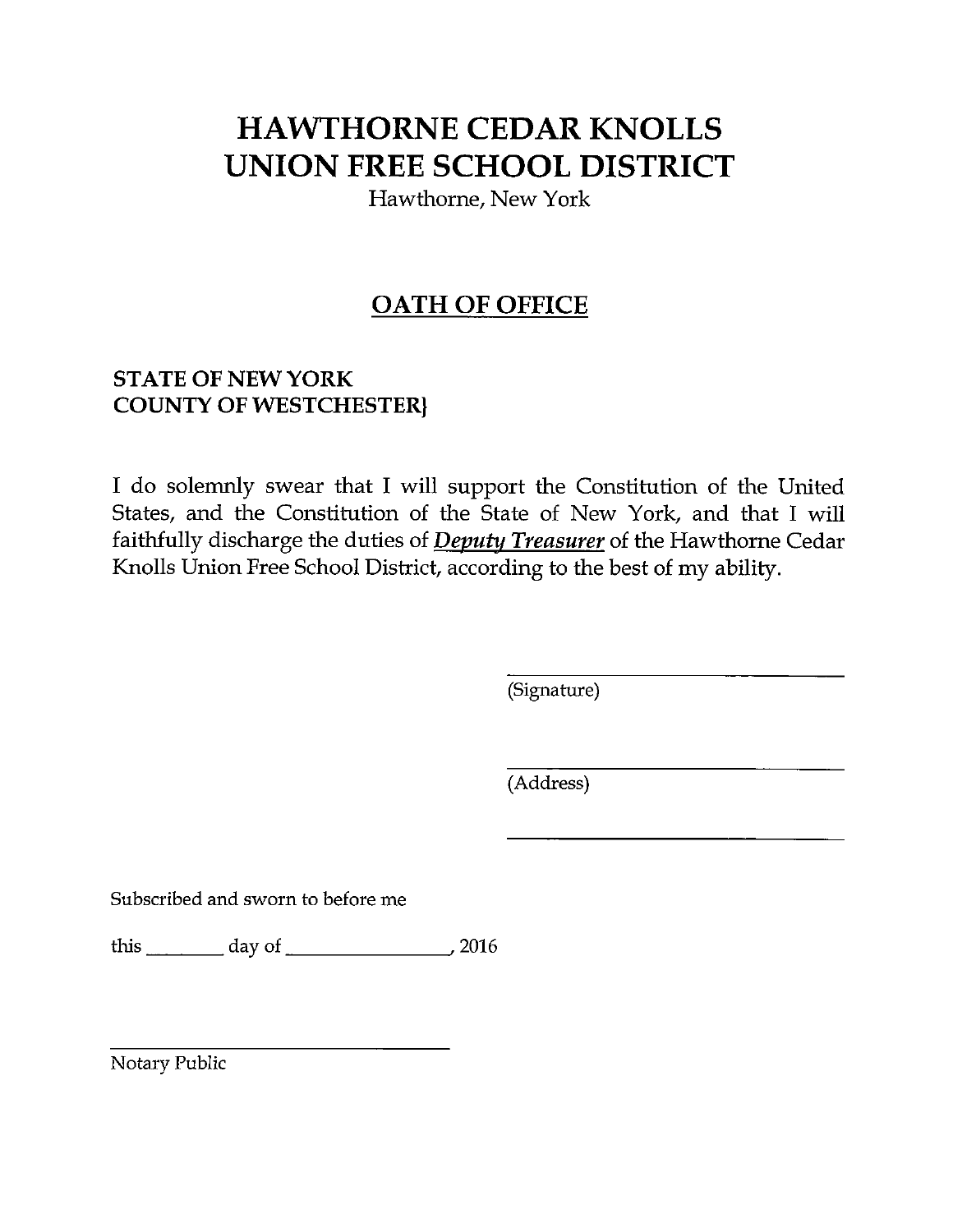# HAWTHORNE CEDAR KNOLLS UNION FREE SCHOOL DISTRICT

Hawthorne, New York

## OATH OF OFFICE

**STATE OF NEW YORK**
**COUNTY OF WESTCHESTER}**

I do solemnly swear that I will support the Constitution of the United States, and the Constitution of the State of New York, and that I will faithfully discharge the duties of ***Deputy Treasurer*** of the Hawthorne Cedar Knolls Union Free School District, according to the best of my ability.

______________________________
(Signature)

______________________________
(Address)

______________________________

Subscribed and sworn to before me

this ________ day of ________________, 2016

______________________________
Notary Public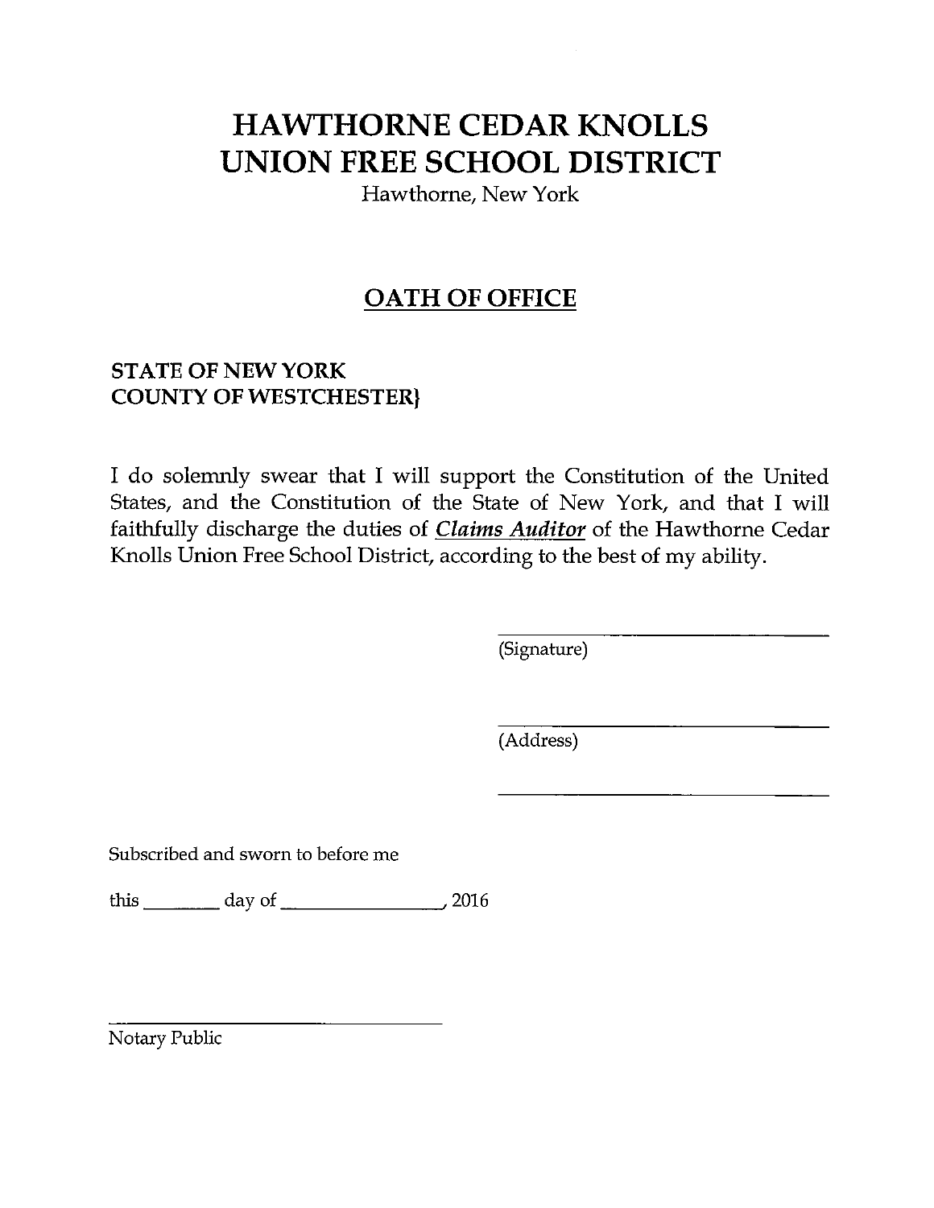# HAWTHORNE CEDAR KNOLLS
# UNION FREE SCHOOL DISTRICT

Hawthorne, New York

## OATH OF OFFICE

**STATE OF NEW YORK**
**COUNTY OF WESTCHESTER}**

I do solemnly swear that I will support the Constitution of the United States, and the Constitution of the State of New York, and that I will faithfully discharge the duties of ***Claims Auditor*** of the Hawthorne Cedar Knolls Union Free School District, according to the best of my ability.

\_\_\_\_\_\_\_\_\_\_\_\_\_\_\_\_\_\_\_\_\_\_\_\_\_\_\_\_\_\_
(Signature)

\_\_\_\_\_\_\_\_\_\_\_\_\_\_\_\_\_\_\_\_\_\_\_\_\_\_\_\_\_\_
(Address)

\_\_\_\_\_\_\_\_\_\_\_\_\_\_\_\_\_\_\_\_\_\_\_\_\_\_\_\_\_\_

Subscribed and sworn to before me

this \_\_\_\_\_\_\_\_ day of \_\_\_\_\_\_\_\_\_\_\_\_\_\_\_\_\_, 2016

\_\_\_\_\_\_\_\_\_\_\_\_\_\_\_\_\_\_\_\_\_\_\_\_\_\_\_\_\_\_
Notary Public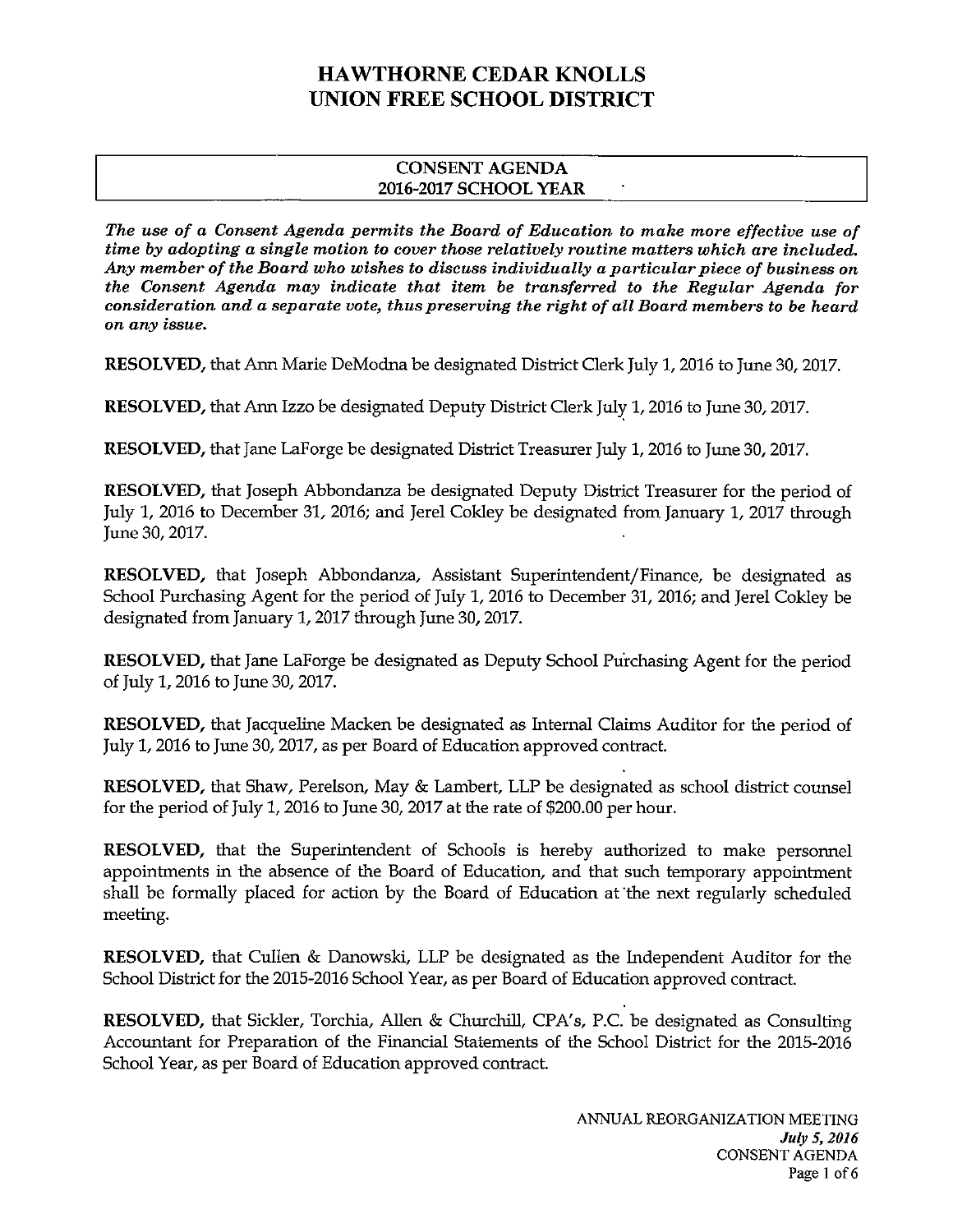# HAWTHORNE CEDAR KNOLLS UNION FREE SCHOOL DISTRICT

## CONSENT AGENDA 2016-2017 SCHOOL YEAR

***The use of a Consent Agenda permits the Board of Education to make more effective use of time by adopting a single motion to cover those relatively routine matters which are included. Any member of the Board who wishes to discuss individually a particular piece of business on the Consent Agenda may indicate that item be transferred to the Regular Agenda for consideration and a separate vote, thus preserving the right of all Board members to be heard on any issue.***

**RESOLVED,** that Ann Marie DeModna be designated District Clerk July 1, 2016 to June 30, 2017.

**RESOLVED,** that Ann Izzo be designated Deputy District Clerk July 1, 2016 to June 30, 2017.

**RESOLVED,** that Jane LaForge be designated District Treasurer July 1, 2016 to June 30, 2017.

**RESOLVED,** that Joseph Abbondanza be designated Deputy District Treasurer for the period of July 1, 2016 to December 31, 2016; and Jerel Cokley be designated from January 1, 2017 through June 30, 2017.

**RESOLVED,** that Joseph Abbondanza, Assistant Superintendent/Finance, be designated as School Purchasing Agent for the period of July 1, 2016 to December 31, 2016; and Jerel Cokley be designated from January 1, 2017 through June 30, 2017.

**RESOLVED,** that Jane LaForge be designated as Deputy School Purchasing Agent for the period of July 1, 2016 to June 30, 2017.

**RESOLVED,** that Jacqueline Macken be designated as Internal Claims Auditor for the period of July 1, 2016 to June 30, 2017, as per Board of Education approved contract.

**RESOLVED,** that Shaw, Perelson, May & Lambert, LLP be designated as school district counsel for the period of July 1, 2016 to June 30, 2017 at the rate of $200.00 per hour.

**RESOLVED,** that the Superintendent of Schools is hereby authorized to make personnel appointments in the absence of the Board of Education, and that such temporary appointment shall be formally placed for action by the Board of Education at the next regularly scheduled meeting.

**RESOLVED,** that Cullen & Danowski, LLP be designated as the Independent Auditor for the School District for the 2015-2016 School Year, as per Board of Education approved contract.

**RESOLVED,** that Sickler, Torchia, Allen & Churchill, CPA's, P.C. be designated as Consulting Accountant for Preparation of the Financial Statements of the School District for the 2015-2016 School Year, as per Board of Education approved contract.

ANNUAL REORGANIZATION MEETING
*July 5, 2016*
CONSENT AGENDA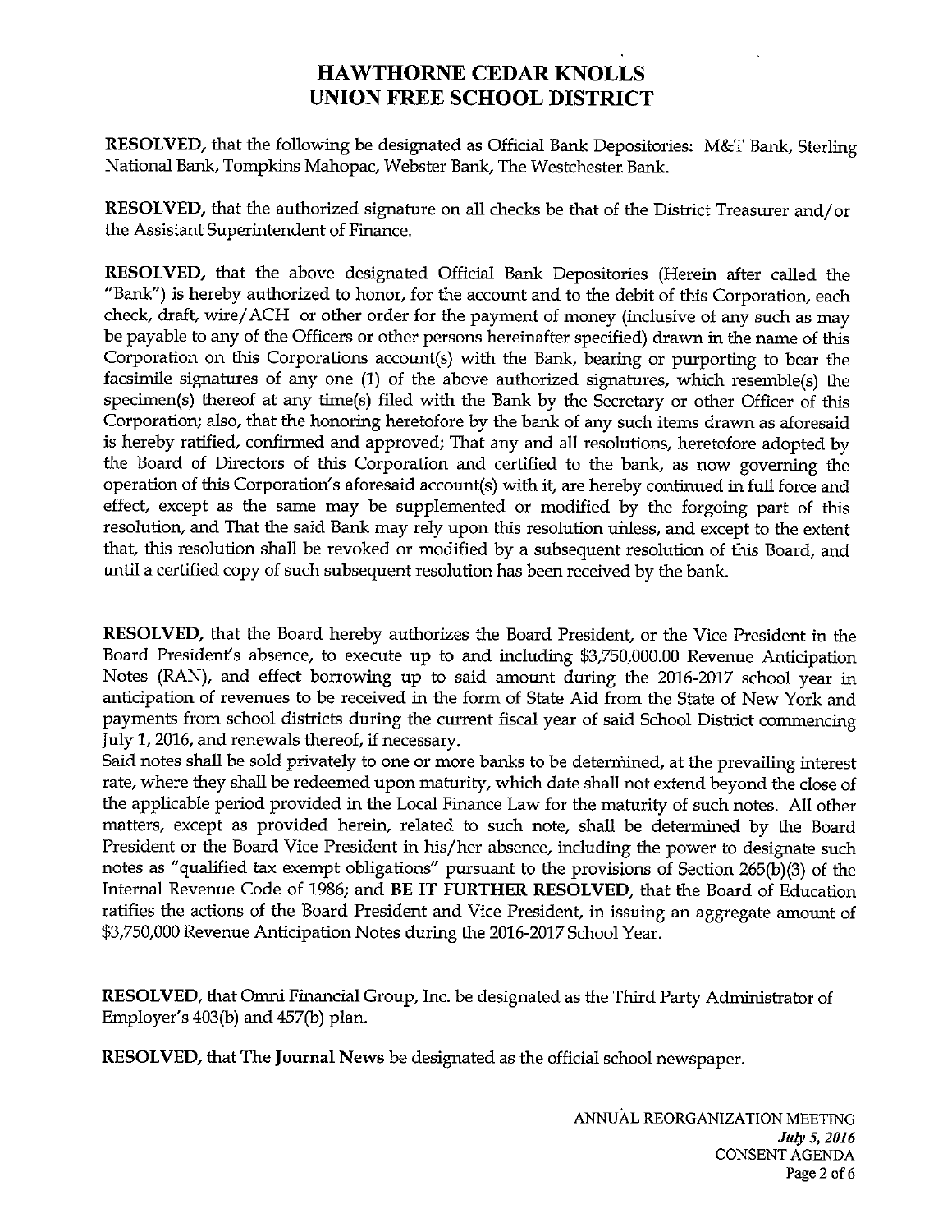# HAWTHORNE CEDAR KNOLLS UNION FREE SCHOOL DISTRICT

**RESOLVED,** that the following be designated as Official Bank Depositories: M&T Bank, Sterling National Bank, Tompkins Mahopac, Webster Bank, The Westchester Bank.

**RESOLVED,** that the authorized signature on all checks be that of the District Treasurer and/or the Assistant Superintendent of Finance.

**RESOLVED,** that the above designated Official Bank Depositories (Herein after called the "Bank") is hereby authorized to honor, for the account and to the debit of this Corporation, each check, draft, wire/ACH or other order for the payment of money (inclusive of any such as may be payable to any of the Officers or other persons hereinafter specified) drawn in the name of this Corporation on this Corporations account(s) with the Bank, bearing or purporting to bear the facsimile signatures of any one (1) of the above authorized signatures, which resemble(s) the specimen(s) thereof at any time(s) filed with the Bank by the Secretary or other Officer of this Corporation; also, that the honoring heretofore by the bank of any such items drawn as aforesaid is hereby ratified, confirmed and approved; That any and all resolutions, heretofore adopted by the Board of Directors of this Corporation and certified to the bank, as now governing the operation of this Corporation's aforesaid account(s) with it, are hereby continued in full force and effect, except as the same may be supplemented or modified by the forgoing part of this resolution, and That the said Bank may rely upon this resolution unless, and except to the extent that, this resolution shall be revoked or modified by a subsequent resolution of this Board, and until a certified copy of such subsequent resolution has been received by the bank.

**RESOLVED,** that the Board hereby authorizes the Board President, or the Vice President in the Board President's absence, to execute up to and including $3,750,000.00 Revenue Anticipation Notes (RAN), and effect borrowing up to said amount during the 2016-2017 school year in anticipation of revenues to be received in the form of State Aid from the State of New York and payments from school districts during the current fiscal year of said School District commencing July 1, 2016, and renewals thereof, if necessary.
Said notes shall be sold privately to one or more banks to be determined, at the prevailing interest rate, where they shall be redeemed upon maturity, which date shall not extend beyond the close of the applicable period provided in the Local Finance Law for the maturity of such notes. All other matters, except as provided herein, related to such note, shall be determined by the Board President or the Board Vice President in his/her absence, including the power to designate such notes as "qualified tax exempt obligations" pursuant to the provisions of Section 265(b)(3) of the Internal Revenue Code of 1986; and **BE IT FURTHER RESOLVED,** that the Board of Education ratifies the actions of the Board President and Vice President, in issuing an aggregate amount of $3,750,000 Revenue Anticipation Notes during the 2016-2017 School Year.

**RESOLVED,** that Omni Financial Group, Inc. be designated as the Third Party Administrator of Employer's 403(b) and 457(b) plan.

**RESOLVED,** that **The Journal News** be designated as the official school newspaper.

ANNUAL REORGANIZATION MEETING
*July 5, 2016*
CONSENT AGENDA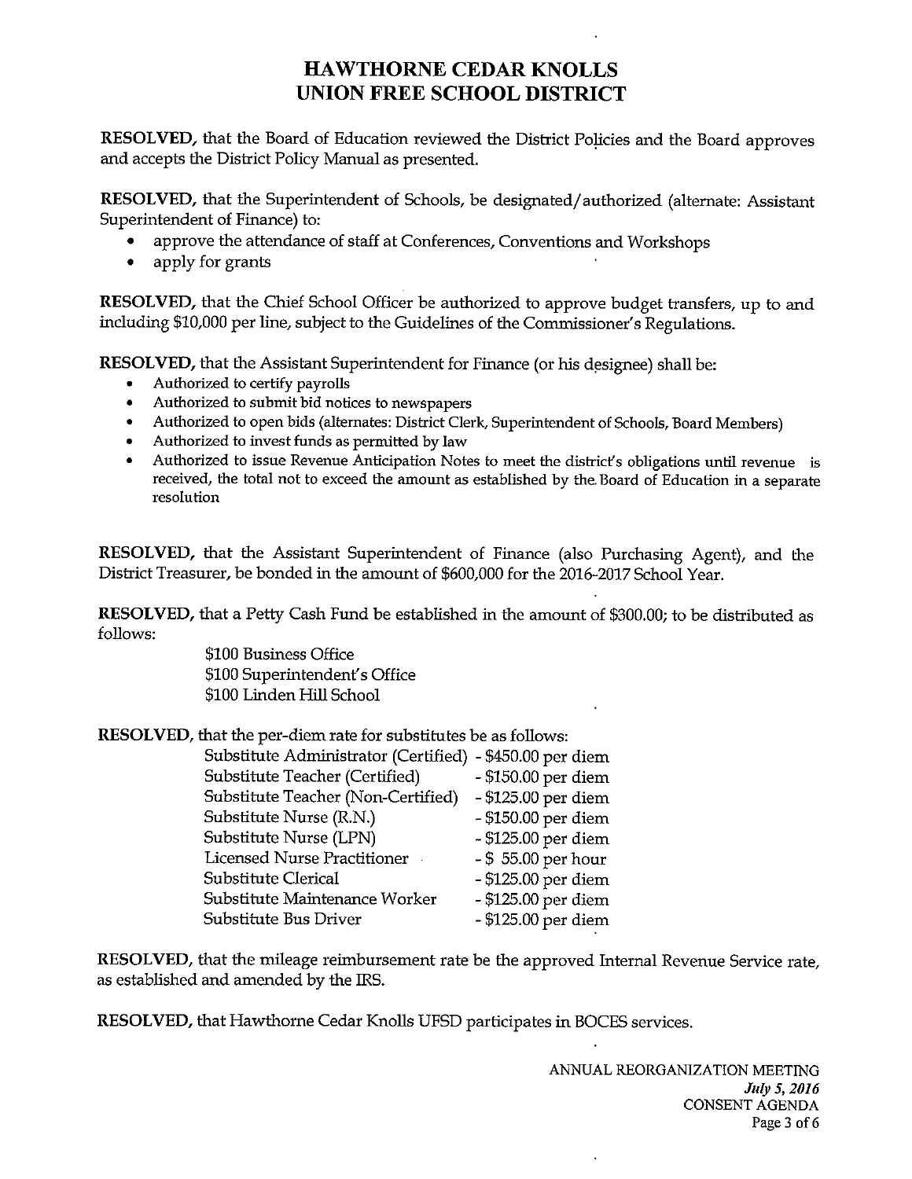# HAWTHORNE CEDAR KNOLLS UNION FREE SCHOOL DISTRICT

**RESOLVED,** that the Board of Education reviewed the District Policies and the Board approves and accepts the District Policy Manual as presented.

**RESOLVED,** that the Superintendent of Schools, be designated/authorized (alternate: Assistant Superintendent of Finance) to:

- approve the attendance of staff at Conferences, Conventions and Workshops
- apply for grants

**RESOLVED,** that the Chief School Officer be authorized to approve budget transfers, up to and including $10,000 per line, subject to the Guidelines of the Commissioner's Regulations.

**RESOLVED,** that the Assistant Superintendent for Finance (or his designee) shall be:

- Authorized to certify payrolls
- Authorized to submit bid notices to newspapers
- Authorized to open bids (alternates: District Clerk, Superintendent of Schools, Board Members)
- Authorized to invest funds as permitted by law
- Authorized to issue Revenue Anticipation Notes to meet the district's obligations until revenue is received, the total not to exceed the amount as established by the Board of Education in a separate resolution

**RESOLVED,** that the Assistant Superintendent of Finance (also Purchasing Agent), and the District Treasurer, be bonded in the amount of $600,000 for the 2016-2017 School Year.

**RESOLVED,** that a Petty Cash Fund be established in the amount of $300.00; to be distributed as follows:

$100 Business Office
$100 Superintendent's Office
$100 Linden Hill School

**RESOLVED,** that the per-diem rate for substitutes be as follows:

| | |
|---|---|
| Substitute Administrator (Certified) | - $450.00 per diem |
| Substitute Teacher (Certified) | - $150.00 per diem |
| Substitute Teacher (Non-Certified) | - $125.00 per diem |
| Substitute Nurse (R.N.) | - $150.00 per diem |
| Substitute Nurse (LPN) | - $125.00 per diem |
| Licensed Nurse Practitioner | - $ 55.00 per hour |
| Substitute Clerical | - $125.00 per diem |
| Substitute Maintenance Worker | - $125.00 per diem |
| Substitute Bus Driver | - $125.00 per diem |

**RESOLVED,** that the mileage reimbursement rate be the approved Internal Revenue Service rate, as established and amended by the IRS.

**RESOLVED,** that Hawthorne Cedar Knolls UFSD participates in BOCES services.

ANNUAL REORGANIZATION MEETING
*July 5, 2016*
CONSENT AGENDA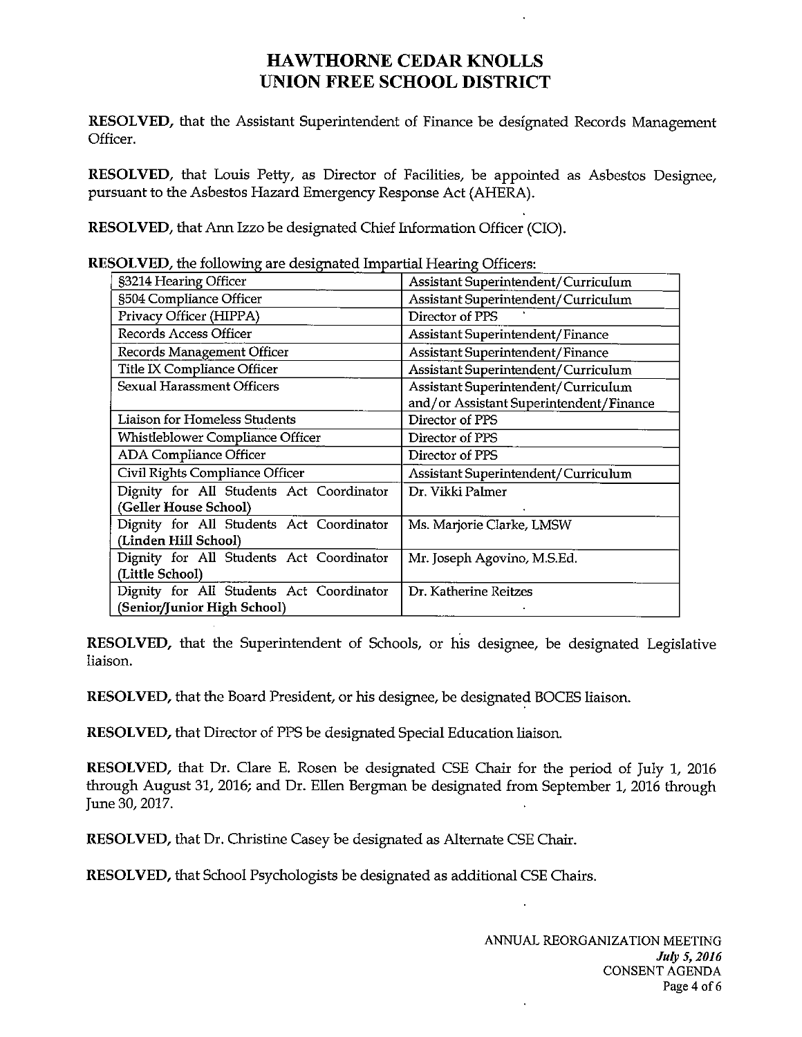# HAWTHORNE CEDAR KNOLLS UNION FREE SCHOOL DISTRICT

**RESOLVED,** that the Assistant Superintendent of Finance be designated Records Management Officer.

**RESOLVED,** that Louis Petty, as Director of Facilities, be appointed as Asbestos Designee, pursuant to the Asbestos Hazard Emergency Response Act (AHERA).

**RESOLVED,** that Ann Izzo be designated Chief Information Officer (CIO).

**RESOLVED,** the following are designated Impartial Hearing Officers:

| | |
|---|---|
| §3214 Hearing Officer | Assistant Superintendent/Curriculum |
| §504 Compliance Officer | Assistant Superintendent/Curriculum |
| Privacy Officer (HIPPA) | Director of PPS |
| Records Access Officer | Assistant Superintendent/Finance |
| Records Management Officer | Assistant Superintendent/Finance |
| Title IX Compliance Officer | Assistant Superintendent/Curriculum |
| Sexual Harassment Officers | Assistant Superintendent/Curriculum and/or Assistant Superintendent/Finance |
| Liaison for Homeless Students | Director of PPS |
| Whistleblower Compliance Officer | Director of PPS |
| ADA Compliance Officer | Director of PPS |
| Civil Rights Compliance Officer | Assistant Superintendent/Curriculum |
| Dignity for All Students Act Coordinator (Geller House School) | Dr. Vikki Palmer |
| Dignity for All Students Act Coordinator (Linden Hill School) | Ms. Marjorie Clarke, LMSW |
| Dignity for All Students Act Coordinator (Little School) | Mr. Joseph Agovino, M.S.Ed. |
| Dignity for All Students Act Coordinator (Senior/Junior High School) | Dr. Katherine Reitzes |

**RESOLVED,** that the Superintendent of Schools, or his designee, be designated Legislative liaison.

**RESOLVED,** that the Board President, or his designee, be designated BOCES liaison.

**RESOLVED,** that Director of PPS be designated Special Education liaison.

**RESOLVED,** that Dr. Clare E. Rosen be designated CSE Chair for the period of July 1, 2016 through August 31, 2016; and Dr. Ellen Bergman be designated from September 1, 2016 through June 30, 2017.

**RESOLVED,** that Dr. Christine Casey be designated as Alternate CSE Chair.

**RESOLVED,** that School Psychologists be designated as additional CSE Chairs.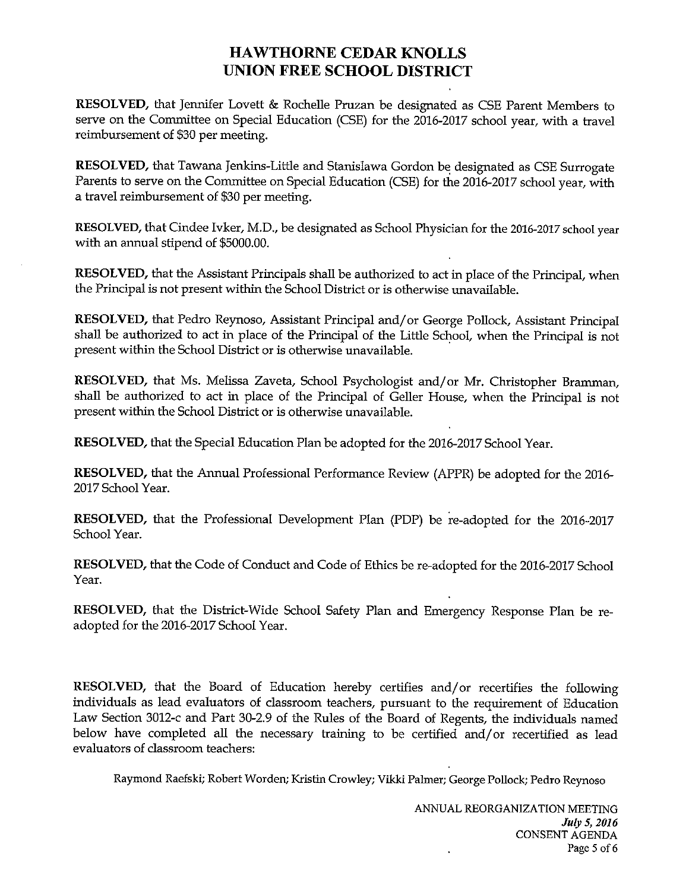# HAWTHORNE CEDAR KNOLLS UNION FREE SCHOOL DISTRICT

**RESOLVED,** that Jennifer Lovett & Rochelle Pruzan be designated as CSE Parent Members to serve on the Committee on Special Education (CSE) for the 2016-2017 school year, with a travel reimbursement of $30 per meeting.

**RESOLVED,** that Tawana Jenkins-Little and Stanislawa Gordon be designated as CSE Surrogate Parents to serve on the Committee on Special Education (CSE) for the 2016-2017 school year, with a travel reimbursement of $30 per meeting.

**RESOLVED,** that Cindee Ivker, M.D., be designated as School Physician for the 2016-2017 school year with an annual stipend of $5000.00.

**RESOLVED,** that the Assistant Principals shall be authorized to act in place of the Principal, when the Principal is not present within the School District or is otherwise unavailable.

**RESOLVED,** that Pedro Reynoso, Assistant Principal and/or George Pollock, Assistant Principal shall be authorized to act in place of the Principal of the Little School, when the Principal is not present within the School District or is otherwise unavailable.

**RESOLVED,** that Ms. Melissa Zaveta, School Psychologist and/or Mr. Christopher Bramman, shall be authorized to act in place of the Principal of Geller House, when the Principal is not present within the School District or is otherwise unavailable.

**RESOLVED,** that the Special Education Plan be adopted for the 2016-2017 School Year.

**RESOLVED,** that the Annual Professional Performance Review (APPR) be adopted for the 2016-2017 School Year.

**RESOLVED,** that the Professional Development Plan (PDP) be re-adopted for the 2016-2017 School Year.

**RESOLVED,** that the Code of Conduct and Code of Ethics be re-adopted for the 2016-2017 School Year.

**RESOLVED,** that the District-Wide School Safety Plan and Emergency Response Plan be re-adopted for the 2016-2017 School Year.

**RESOLVED,** that the Board of Education hereby certifies and/or recertifies the following individuals as lead evaluators of classroom teachers, pursuant to the requirement of Education Law Section 3012-c and Part 30-2.9 of the Rules of the Board of Regents, the individuals named below have completed all the necessary training to be certified and/or recertified as lead evaluators of classroom teachers:

Raymond Raefski; Robert Worden; Kristin Crowley; Vikki Palmer; George Pollock; Pedro Reynoso

ANNUAL REORGANIZATION MEETING
*July 5, 2016*
CONSENT AGENDA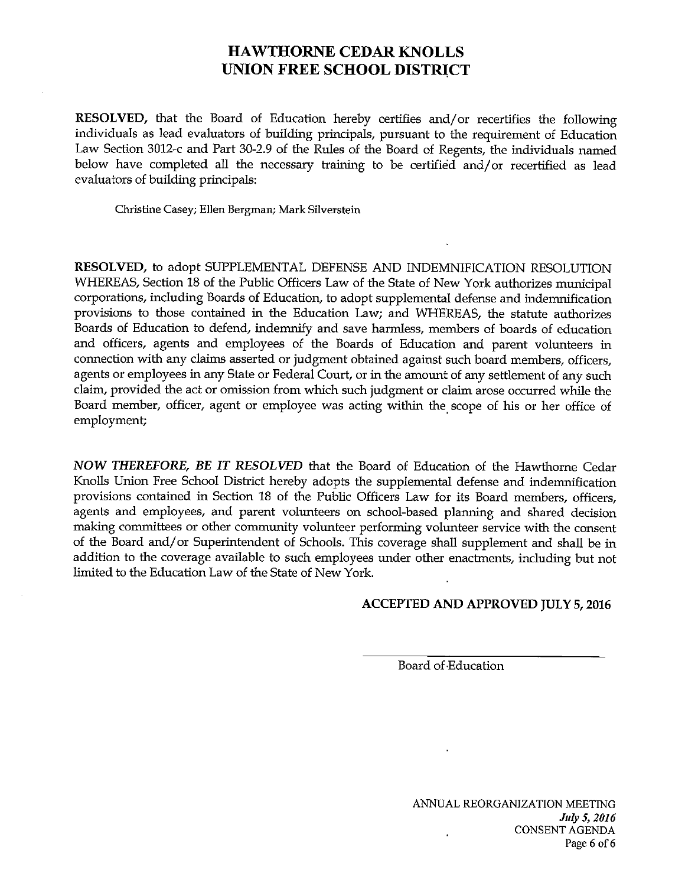# HAWTHORNE CEDAR KNOLLS UNION FREE SCHOOL DISTRICT

**RESOLVED,** that the Board of Education hereby certifies and/or recertifies the following individuals as lead evaluators of building principals, pursuant to the requirement of Education Law Section 3012-c and Part 30-2.9 of the Rules of the Board of Regents, the individuals named below have completed all the necessary training to be certified and/or recertified as lead evaluators of building principals:

Christine Casey; Ellen Bergman; Mark Silverstein

**RESOLVED,** to adopt SUPPLEMENTAL DEFENSE AND INDEMNIFICATION RESOLUTION WHEREAS, Section 18 of the Public Officers Law of the State of New York authorizes municipal corporations, including Boards of Education, to adopt supplemental defense and indemnification provisions to those contained in the Education Law; and WHEREAS, the statute authorizes Boards of Education to defend, indemnify and save harmless, members of boards of education and officers, agents and employees of the Boards of Education and parent volunteers in connection with any claims asserted or judgment obtained against such board members, officers, agents or employees in any State or Federal Court, or in the amount of any settlement of any such claim, provided the act or omission from which such judgment or claim arose occurred while the Board member, officer, agent or employee was acting within the scope of his or her office of employment;

*NOW THEREFORE, BE IT RESOLVED* that the Board of Education of the Hawthorne Cedar Knolls Union Free School District hereby adopts the supplemental defense and indemnification provisions contained in Section 18 of the Public Officers Law for its Board members, officers, agents and employees, and parent volunteers on school-based planning and shared decision making committees or other community volunteer performing volunteer service with the consent of the Board and/or Superintendent of Schools. This coverage shall supplement and shall be in addition to the coverage available to such employees under other enactments, including but not limited to the Education Law of the State of New York.

**ACCEPTED AND APPROVED JULY 5, 2016**

Board of Education

ANNUAL REORGANIZATION MEETING
*July 5, 2016*
CONSENT AGENDA